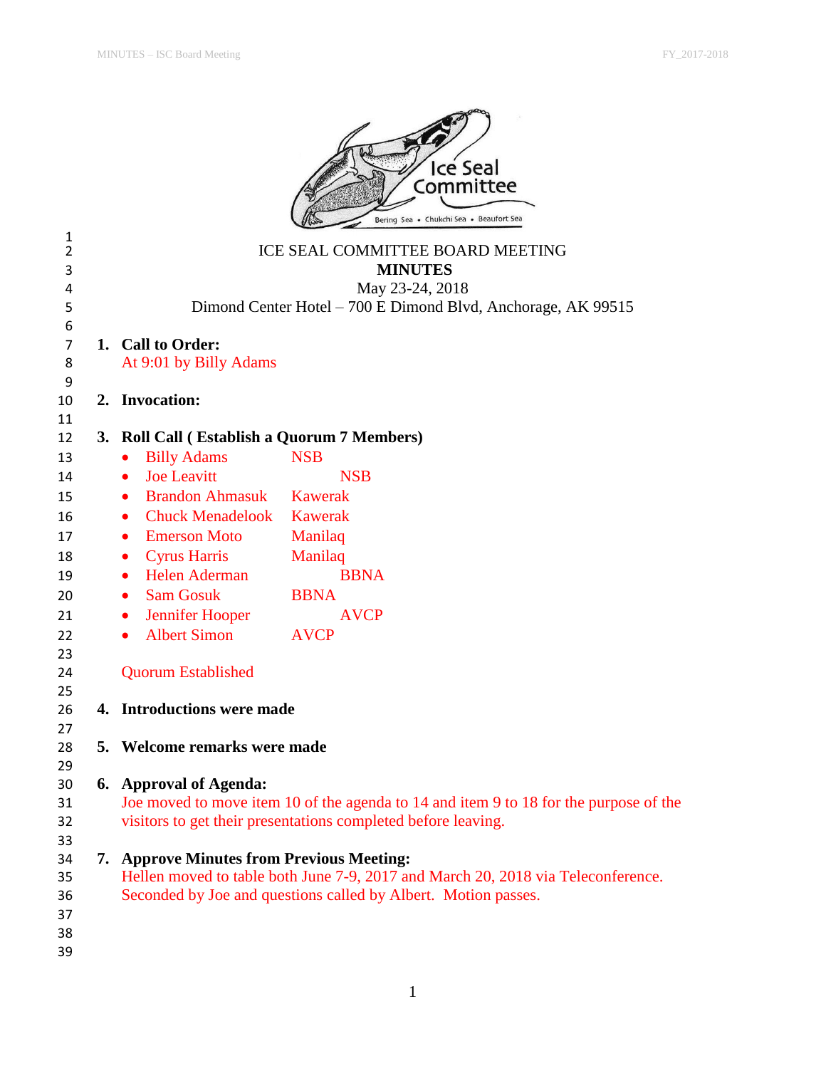# ICE SEAL COMMITTEE BOARD MEETING

## MINUTES

May 23-24, 2018

Dimond Center Hotel – 700 E Dimond Blvd, Anchorage, AK 99515

1. **Call to Order:**
   At 9:01 by Billy Adams

2. **Invocation:**

3. **Roll Call ( Establish a Quorum 7 Members)**
   - Billy Adams NSB
   - Joe Leavitt NSB
   - Brandon Ahmasuk Kawerak
   - Chuck Menadelook Kawerak
   - Emerson Moto Manilaq
   - Cyrus Harris Manilaq
   - Helen Aderman BBNA
   - Sam Gosuk BBNA
   - Jennifer Hooper AVCP
   - Albert Simon AVCP

   Quorum Established

4. **Introductions were made**

5. **Welcome remarks were made**

6. **Approval of Agenda:**
   Joe moved to move item 10 of the agenda to 14 and item 9 to 18 for the purpose of the visitors to get their presentations completed before leaving.

7. **Approve Minutes from Previous Meeting:**
   Hellen moved to table both June 7-9, 2017 and March 20, 2018 via Teleconference. Seconded by Joe and questions called by Albert. Motion passes.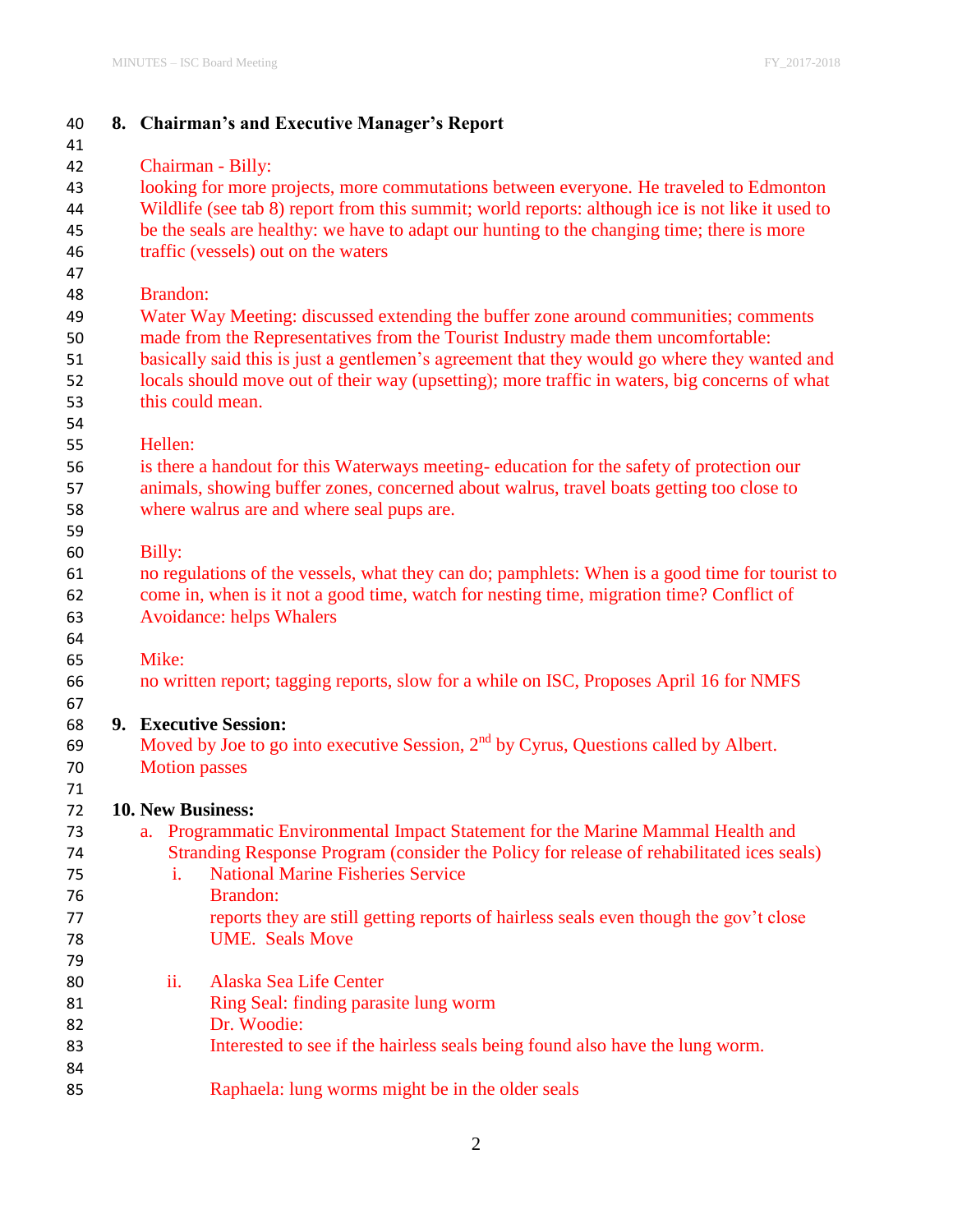## 8. Chairman's and Executive Manager's Report

Chairman - Billy:
looking for more projects, more commutations between everyone. He traveled to Edmonton Wildlife (see tab 8) report from this summit; world reports: although ice is not like it used to be the seals are healthy: we have to adapt our hunting to the changing time; there is more traffic (vessels) out on the waters

Brandon:
Water Way Meeting: discussed extending the buffer zone around communities; comments made from the Representatives from the Tourist Industry made them uncomfortable: basically said this is just a gentlemen's agreement that they would go where they wanted and locals should move out of their way (upsetting); more traffic in waters, big concerns of what this could mean.

Hellen:
is there a handout for this Waterways meeting- education for the safety of protection our animals, showing buffer zones, concerned about walrus, travel boats getting too close to where walrus are and where seal pups are.

Billy:
no regulations of the vessels, what they can do; pamphlets: When is a good time for tourist to come in, when is it not a good time, watch for nesting time, migration time? Conflict of Avoidance: helps Whalers

Mike:
no written report; tagging reports, slow for a while on ISC, Proposes April 16 for NMFS

## 9. Executive Session:

Moved by Joe to go into executive Session, 2nd by Cyrus, Questions called by Albert. Motion passes

## 10. New Business:

a. Programmatic Environmental Impact Statement for the Marine Mammal Health and Stranding Response Program (consider the Policy for release of rehabilitated ices seals)

   i. National Marine Fisheries Service
      Brandon:
      reports they are still getting reports of hairless seals even though the gov't close UME. Seals Move

   ii. Alaska Sea Life Center
      Ring Seal: finding parasite lung worm
      Dr. Woodie:
      Interested to see if the hairless seals being found also have the lung worm.

      Raphaela: lung worms might be in the older seals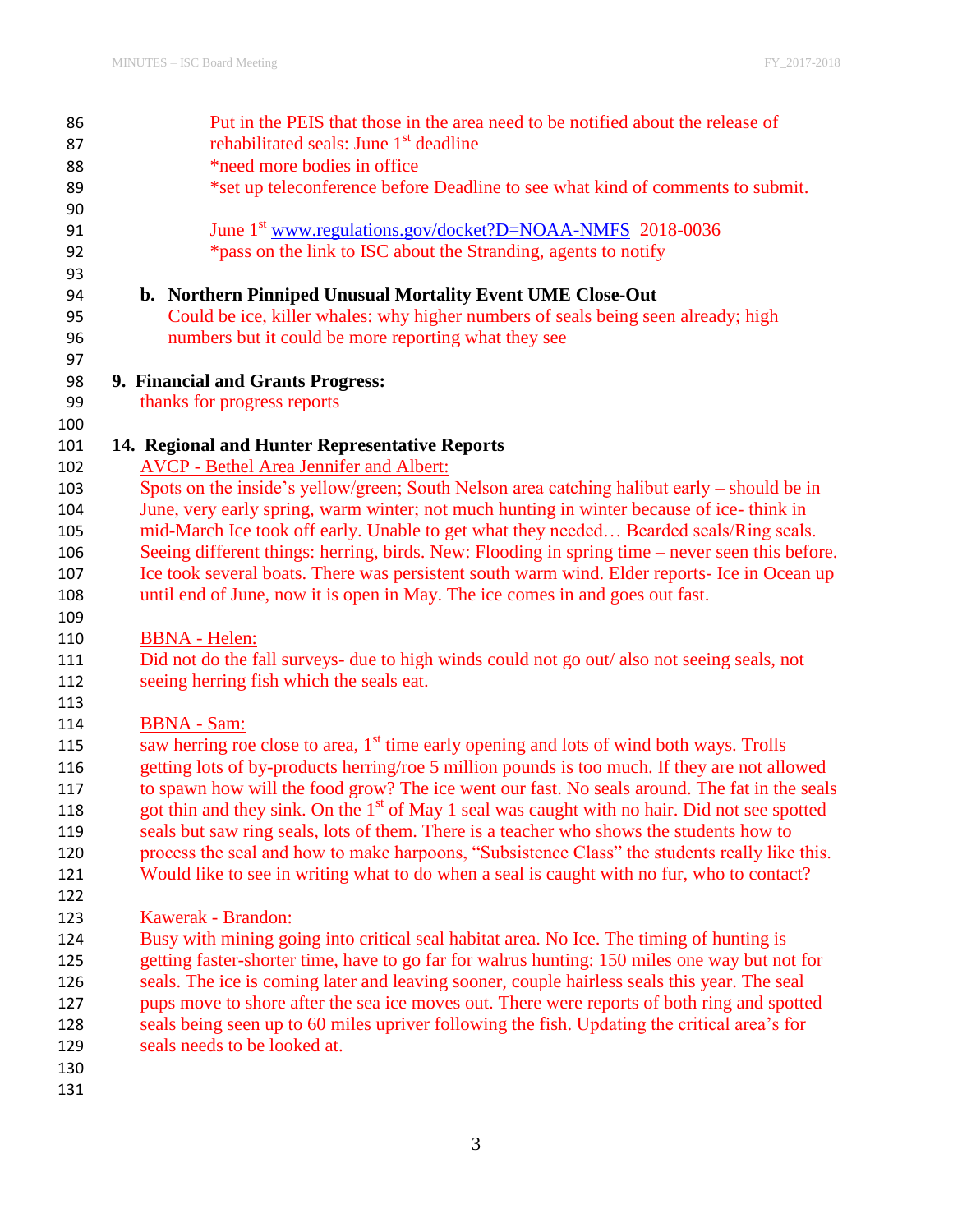Put in the PEIS that those in the area need to be notified about the release of rehabilitated seals: June 1st deadline

*need more bodies in office

*set up teleconference before Deadline to see what kind of comments to submit.

June 1st www.regulations.gov/docket?D=NOAA-NMFS 2018-0036

*pass on the link to ISC about the Stranding, agents to notify

**b. Northern Pinniped Unusual Mortality Event UME Close-Out**

Could be ice, killer whales: why higher numbers of seals being seen already; high numbers but it could be more reporting what they see

## 9. Financial and Grants Progress:

thanks for progress reports

## 14. Regional and Hunter Representative Reports

AVCP - Bethel Area Jennifer and Albert:

Spots on the inside's yellow/green; South Nelson area catching halibut early – should be in June, very early spring, warm winter; not much hunting in winter because of ice- think in mid-March Ice took off early. Unable to get what they needed… Bearded seals/Ring seals. Seeing different things: herring, birds. New: Flooding in spring time – never seen this before. Ice took several boats. There was persistent south warm wind. Elder reports- Ice in Ocean up until end of June, now it is open in May. The ice comes in and goes out fast.

BBNA - Helen:

Did not do the fall surveys- due to high winds could not go out/ also not seeing seals, not seeing herring fish which the seals eat.

BBNA - Sam:

saw herring roe close to area, 1st time early opening and lots of wind both ways. Trolls getting lots of by-products herring/roe 5 million pounds is too much. If they are not allowed to spawn how will the food grow? The ice went our fast. No seals around. The fat in the seals got thin and they sink. On the 1st of May 1 seal was caught with no hair. Did not see spotted seals but saw ring seals, lots of them. There is a teacher who shows the students how to process the seal and how to make harpoons, "Subsistence Class" the students really like this. Would like to see in writing what to do when a seal is caught with no fur, who to contact?

Kawerak - Brandon:

Busy with mining going into critical seal habitat area. No Ice. The timing of hunting is getting faster-shorter time, have to go far for walrus hunting: 150 miles one way but not for seals. The ice is coming later and leaving sooner, couple hairless seals this year. The seal pups move to shore after the sea ice moves out. There were reports of both ring and spotted seals being seen up to 60 miles upriver following the fish. Updating the critical area's for seals needs to be looked at.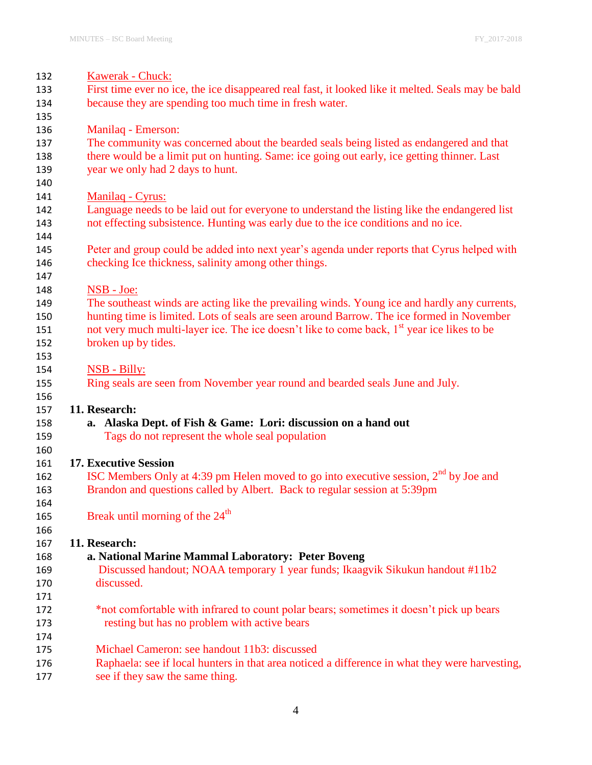Kawerak - Chuck:
First time ever no ice, the ice disappeared real fast, it looked like it melted. Seals may be bald because they are spending too much time in fresh water.

Manilaq - Emerson:
The community was concerned about the bearded seals being listed as endangered and that there would be a limit put on hunting. Same: ice going out early, ice getting thinner. Last year we only had 2 days to hunt.

Manilaq - Cyrus:
Language needs to be laid out for everyone to understand the listing like the endangered list not effecting subsistence. Hunting was early due to the ice conditions and no ice.

Peter and group could be added into next year's agenda under reports that Cyrus helped with checking Ice thickness, salinity among other things.

NSB - Joe:
The southeast winds are acting like the prevailing winds. Young ice and hardly any currents, hunting time is limited. Lots of seals are seen around Barrow. The ice formed in November not very much multi-layer ice. The ice doesn't like to come back, 1st year ice likes to be broken up by tides.

NSB - Billy:
Ring seals are seen from November year round and bearded seals June and July.

**11. Research:**

**a. Alaska Dept. of Fish & Game: Lori: discussion on a hand out**

Tags do not represent the whole seal population

**17. Executive Session**

ISC Members Only at 4:39 pm Helen moved to go into executive session, 2nd by Joe and Brandon and questions called by Albert. Back to regular session at 5:39pm

Break until morning of the 24th

**11. Research:**

**a. National Marine Mammal Laboratory: Peter Boveng**

Discussed handout; NOAA temporary 1 year funds; Ikaagvik Sikukun handout #11b2 discussed.

*not comfortable with infrared to count polar bears; sometimes it doesn't pick up bears resting but has no problem with active bears

Michael Cameron: see handout 11b3: discussed

Raphaela: see if local hunters in that area noticed a difference in what they were harvesting, see if they saw the same thing.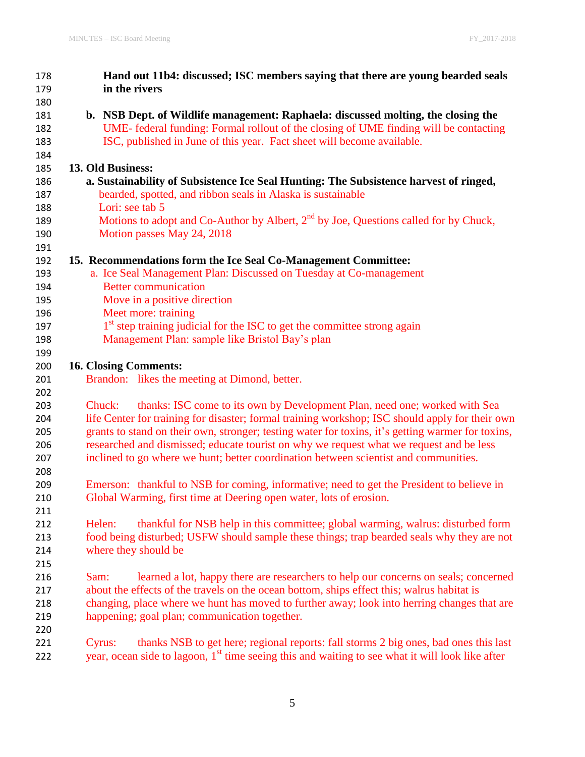**Hand out 11b4: discussed; ISC members saying that there are young bearded seals in the rivers**

**b. NSB Dept. of Wildlife management: Raphaela: discussed molting, the closing the** UME- federal funding: Formal rollout of the closing of UME finding will be contacting ISC, published in June of this year. Fact sheet will become available.

## 13. Old Business:

**a. Sustainability of Subsistence Ice Seal Hunting: The Subsistence harvest of ringed,** bearded, spotted, and ribbon seals in Alaska is sustainable
Lori: see tab 5
Motions to adopt and Co-Author by Albert, 2nd by Joe, Questions called for by Chuck, Motion passes May 24, 2018

## 15. Recommendations form the Ice Seal Co-Management Committee:

a. Ice Seal Management Plan: Discussed on Tuesday at Co-management
Better communication
Move in a positive direction
Meet more: training
1st step training judicial for the ISC to get the committee strong again
Management Plan: sample like Bristol Bay's plan

## 16. Closing Comments:

Brandon: likes the meeting at Dimond, better.

Chuck: thanks: ISC come to its own by Development Plan, need one; worked with Sea life Center for training for disaster; formal training workshop; ISC should apply for their own grants to stand on their own, stronger; testing water for toxins, it's getting warmer for toxins, researched and dismissed; educate tourist on why we request what we request and be less inclined to go where we hunt; better coordination between scientist and communities.

Emerson: thankful to NSB for coming, informative; need to get the President to believe in Global Warming, first time at Deering open water, lots of erosion.

Helen: thankful for NSB help in this committee; global warming, walrus: disturbed form food being disturbed; USFW should sample these things; trap bearded seals why they are not where they should be

Sam: learned a lot, happy there are researchers to help our concerns on seals; concerned about the effects of the travels on the ocean bottom, ships effect this; walrus habitat is changing, place where we hunt has moved to further away; look into herring changes that are happening; goal plan; communication together.

Cyrus: thanks NSB to get here; regional reports: fall storms 2 big ones, bad ones this last year, ocean side to lagoon, 1st time seeing this and waiting to see what it will look like after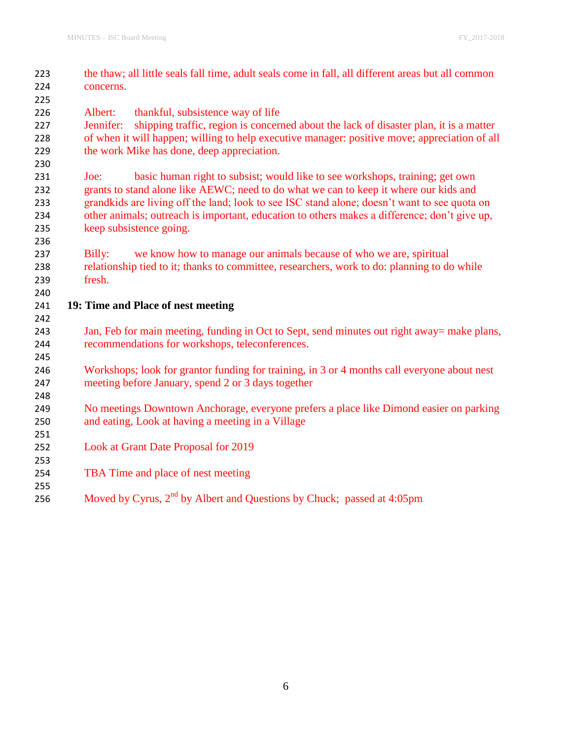the thaw; all little seals fall time, adult seals come in fall, all different areas but all common concerns.

Albert: thankful, subsistence way of life

Jennifer: shipping traffic, region is concerned about the lack of disaster plan, it is a matter of when it will happen; willing to help executive manager: positive move; appreciation of all the work Mike has done, deep appreciation.

Joe: basic human right to subsist; would like to see workshops, training; get own grants to stand alone like AEWC; need to do what we can to keep it where our kids and grandkids are living off the land; look to see ISC stand alone; doesn't want to see quota on other animals; outreach is important, education to others makes a difference; don't give up, keep subsistence going.

Billy: we know how to manage our animals because of who we are, spiritual relationship tied to it; thanks to committee, researchers, work to do: planning to do while fresh.

**19: Time and Place of nest meeting**

Jan, Feb for main meeting, funding in Oct to Sept, send minutes out right away= make plans, recommendations for workshops, teleconferences.

Workshops; look for grantor funding for training, in 3 or 4 months call everyone about nest meeting before January, spend 2 or 3 days together

No meetings Downtown Anchorage, everyone prefers a place like Dimond easier on parking and eating, Look at having a meeting in a Village

Look at Grant Date Proposal for 2019

TBA Time and place of nest meeting

Moved by Cyrus, 2nd by Albert and Questions by Chuck; passed at 4:05pm